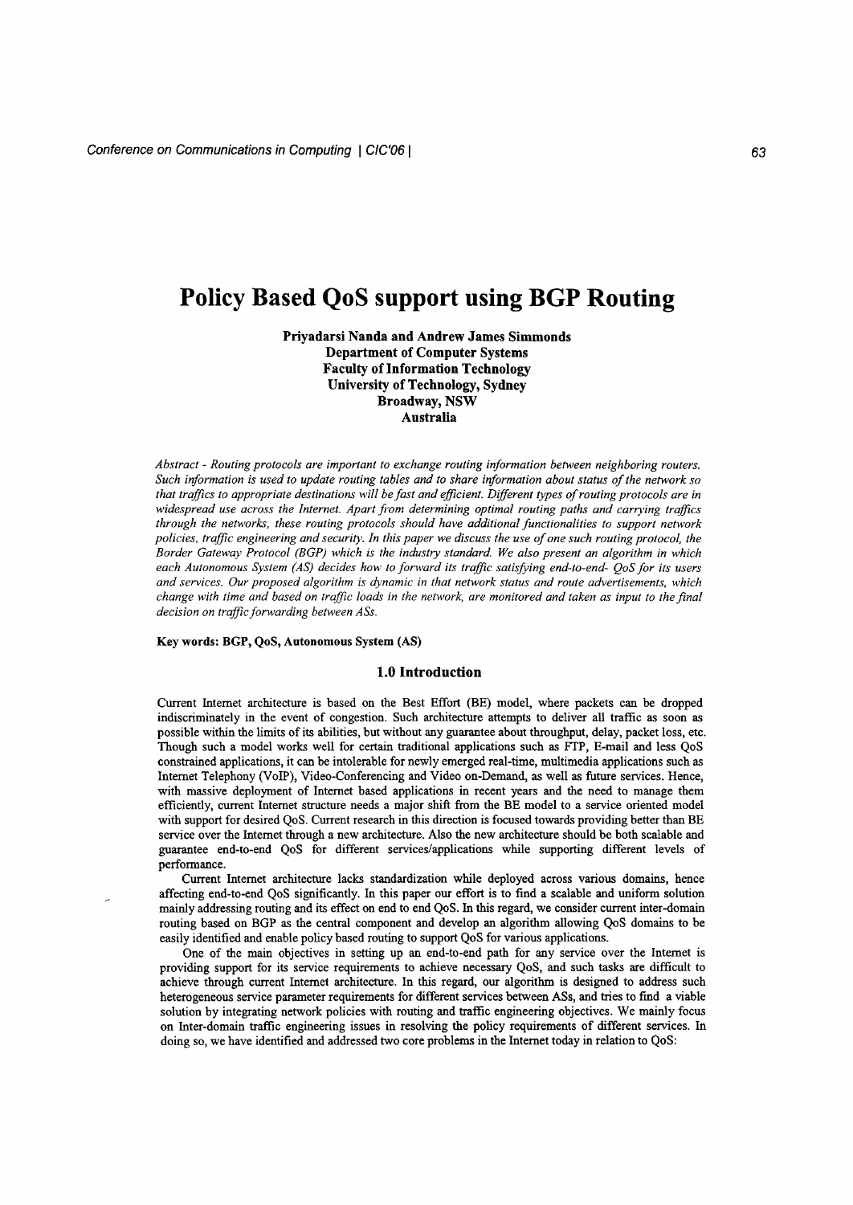# Policy Based QoS support using BGP Routing

**Priyadarsi Nanda and Andrew James Simmonds**
**Department of Computer Systems**
**Faculty of Information Technology**
**University of Technology, Sydney**
**Broadway, NSW**
**Australia**

*Abstract - Routing protocols are important to exchange routing information between neighboring routers. Such information is used to update routing tables and to share information about status of the network so that traffics to appropriate destinations will be fast and efficient. Different types of routing protocols are in widespread use across the Internet. Apart from determining optimal routing paths and carrying traffics through the networks, these routing protocols should have additional functionalities to support network policies, traffic engineering and security. In this paper we discuss the use of one such routing protocol, the Border Gateway Protocol (BGP) which is the industry standard. We also present an algorithm in which each Autonomous System (AS) decides how to forward its traffic satisfying end-to-end- QoS for its users and services. Our proposed algorithm is dynamic in that network status and route advertisements, which change with time and based on traffic loads in the network, are monitored and taken as input to the final decision on traffic forwarding between ASs.*

**Key words: BGP, QoS, Autonomous System (AS)**

## 1.0 Introduction

Current Internet architecture is based on the Best Effort (BE) model, where packets can be dropped indiscriminately in the event of congestion. Such architecture attempts to deliver all traffic as soon as possible within the limits of its abilities, but without any guarantee about throughput, delay, packet loss, etc. Though such a model works well for certain traditional applications such as FTP, E-mail and less QoS constrained applications, it can be intolerable for newly emerged real-time, multimedia applications such as Internet Telephony (VoIP), Video-Conferencing and Video on-Demand, as well as future services. Hence, with massive deployment of Internet based applications in recent years and the need to manage them efficiently, current Internet structure needs a major shift from the BE model to a service oriented model with support for desired QoS. Current research in this direction is focused towards providing better than BE service over the Internet through a new architecture. Also the new architecture should be both scalable and guarantee end-to-end QoS for different services/applications while supporting different levels of performance.

Current Internet architecture lacks standardization while deployed across various domains, hence affecting end-to-end QoS significantly. In this paper our effort is to find a scalable and uniform solution mainly addressing routing and its effect on end to end QoS. In this regard, we consider current inter-domain routing based on BGP as the central component and develop an algorithm allowing QoS domains to be easily identified and enable policy based routing to support QoS for various applications.

One of the main objectives in setting up an end-to-end path for any service over the Internet is providing support for its service requirements to achieve necessary QoS, and such tasks are difficult to achieve through current Internet architecture. In this regard, our algorithm is designed to address such heterogeneous service parameter requirements for different services between ASs, and tries to find a viable solution by integrating network policies with routing and traffic engineering objectives. We mainly focus on Inter-domain traffic engineering issues in resolving the policy requirements of different services. In doing so, we have identified and addressed two core problems in the Internet today in relation to QoS: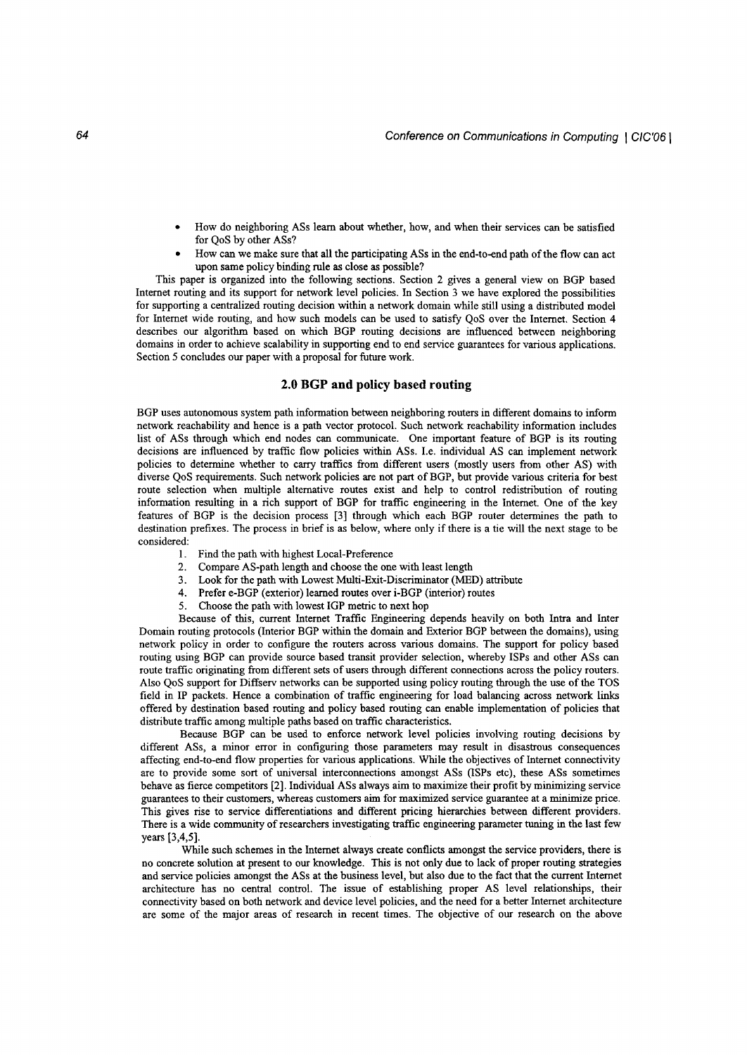- How do neighboring ASs learn about whether, how, and when their services can be satisfied for QoS by other ASs?
- How can we make sure that all the participating ASs in the end-to-end path of the flow can act upon same policy binding rule as close as possible?

This paper is organized into the following sections. Section 2 gives a general view on BGP based Internet routing and its support for network level policies. In Section 3 we have explored the possibilities for supporting a centralized routing decision within a network domain while still using a distributed model for Internet wide routing, and how such models can be used to satisfy QoS over the Internet. Section 4 describes our algorithm based on which BGP routing decisions are influenced between neighboring domains in order to achieve scalability in supporting end to end service guarantees for various applications. Section 5 concludes our paper with a proposal for future work.

## 2.0 BGP and policy based routing

BGP uses autonomous system path information between neighboring routers in different domains to inform network reachability and hence is a path vector protocol. Such network reachability information includes list of ASs through which end nodes can communicate. One important feature of BGP is its routing decisions are influenced by traffic flow policies within ASs. I.e. individual AS can implement network policies to determine whether to carry traffics from different users (mostly users from other AS) with diverse QoS requirements. Such network policies are not part of BGP, but provide various criteria for best route selection when multiple alternative routes exist and help to control redistribution of routing information resulting in a rich support of BGP for traffic engineering in the Internet. One of the key features of BGP is the decision process [3] through which each BGP router determines the path to destination prefixes. The process in brief is as below, where only if there is a tie will the next stage to be considered:

1. Find the path with highest Local-Preference
2. Compare AS-path length and choose the one with least length
3. Look for the path with Lowest Multi-Exit-Discriminator (MED) attribute
4. Prefer e-BGP (exterior) learned routes over i-BGP (interior) routes
5. Choose the path with lowest IGP metric to next hop

Because of this, current Internet Traffic Engineering depends heavily on both Intra and Inter Domain routing protocols (Interior BGP within the domain and Exterior BGP between the domains), using network policy in order to configure the routers across various domains. The support for policy based routing using BGP can provide source based transit provider selection, whereby ISPs and other ASs can route traffic originating from different sets of users through different connections across the policy routers. Also QoS support for Diffserv networks can be supported using policy routing through the use of the TOS field in IP packets. Hence a combination of traffic engineering for load balancing across network links offered by destination based routing and policy based routing can enable implementation of policies that distribute traffic among multiple paths based on traffic characteristics.

Because BGP can be used to enforce network level policies involving routing decisions by different ASs, a minor error in configuring those parameters may result in disastrous consequences affecting end-to-end flow properties for various applications. While the objectives of Internet connectivity are to provide some sort of universal interconnections amongst ASs (ISPs etc), these ASs sometimes behave as fierce competitors [2]. Individual ASs always aim to maximize their profit by minimizing service guarantees to their customers, whereas customers aim for maximized service guarantee at a minimize price. This gives rise to service differentiations and different pricing hierarchies between different providers. There is a wide community of researchers investigating traffic engineering parameter tuning in the last few years [3,4,5].

While such schemes in the Internet always create conflicts amongst the service providers, there is no concrete solution at present to our knowledge. This is not only due to lack of proper routing strategies and service policies amongst the ASs at the business level, but also due to the fact that the current Internet architecture has no central control. The issue of establishing proper AS level relationships, their connectivity based on both network and device level policies, and the need for a better Internet architecture are some of the major areas of research in recent times. The objective of our research on the above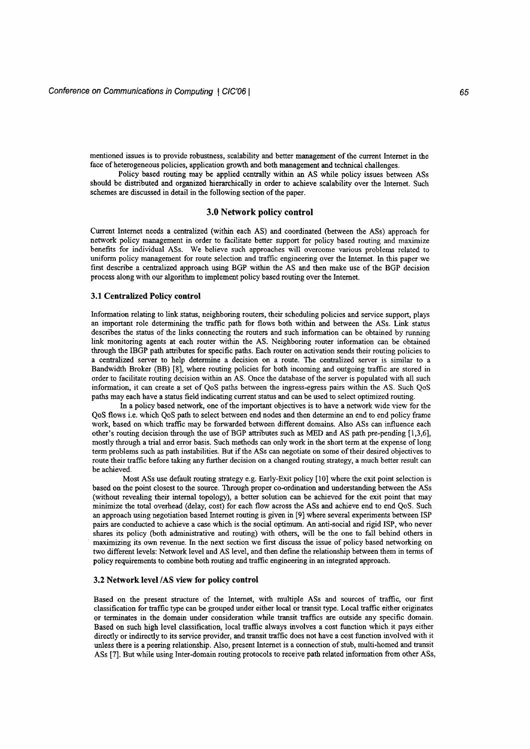mentioned issues is to provide robustness, scalability and better management of the current Internet in the face of heterogeneous policies, application growth and both management and technical challenges.

Policy based routing may be applied centrally within an AS while policy issues between ASs should be distributed and organized hierarchically in order to achieve scalability over the Internet. Such schemes are discussed in detail in the following section of the paper.

## 3.0 Network policy control

Current Internet needs a centralized (within each AS) and coordinated (between the ASs) approach for network policy management in order to facilitate better support for policy based routing and maximize benefits for individual ASs. We believe such approaches will overcome various problems related to uniform policy management for route selection and traffic engineering over the Internet. In this paper we first describe a centralized approach using BGP within the AS and then make use of the BGP decision process along with our algorithm to implement policy based routing over the Internet.

### 3.1 Centralized Policy control

Information relating to link status, neighboring routers, their scheduling policies and service support, plays an important role determining the traffic path for flows both within and between the ASs. Link status describes the status of the links connecting the routers and such information can be obtained by running link monitoring agents at each router within the AS. Neighboring router information can be obtained through the IBGP path attributes for specific paths. Each router on activation sends their routing policies to a centralized server to help determine a decision on a route. The centralized server is similar to a Bandwidth Broker (BB) [8], where routing policies for both incoming and outgoing traffic are stored in order to facilitate routing decision within an AS. Once the database of the server is populated with all such information, it can create a set of QoS paths between the ingress-egress pairs within the AS. Such QoS paths may each have a status field indicating current status and can be used to select optimized routing.

In a policy based network, one of the important objectives is to have a network wide view for the QoS flows i.e. which QoS path to select between end nodes and then determine an end to end policy frame work, based on which traffic may be forwarded between different domains. Also ASs can influence each other's routing decision through the use of BGP attributes such as MED and AS path pre-pending [1,3,6], mostly through a trial and error basis. Such methods can only work in the short term at the expense of long term problems such as path instabilities. But if the ASs can negotiate on some of their desired objectives to route their traffic before taking any further decision on a changed routing strategy, a much better result can be achieved.

Most ASs use default routing strategy e.g. Early-Exit policy [10] where the exit point selection is based on the point closest to the source. Through proper co-ordination and understanding between the ASs (without revealing their internal topology), a better solution can be achieved for the exit point that may minimize the total overhead (delay, cost) for each flow across the ASs and achieve end to end QoS. Such an approach using negotiation based Internet routing is given in [9] where several experiments between ISP pairs are conducted to achieve a case which is the social optimum. An anti-social and rigid ISP, who never shares its policy (both administrative and routing) with others, will be the one to fall behind others in maximizing its own revenue. In the next section we first discuss the issue of policy based networking on two different levels: Network level and AS level, and then define the relationship between them in terms of policy requirements to combine both routing and traffic engineering in an integrated approach.

### 3.2 Network level /AS view for policy control

Based on the present structure of the Internet, with multiple ASs and sources of traffic, our first classification for traffic type can be grouped under either local or transit type. Local traffic either originates or terminates in the domain under consideration while transit traffics are outside any specific domain. Based on such high level classification, local traffic always involves a cost function which it pays either directly or indirectly to its service provider, and transit traffic does not have a cost function involved with it unless there is a peering relationship. Also, present Internet is a connection of stub, multi-homed and transit ASs [7]. But while using Inter-domain routing protocols to receive path related information from other ASs,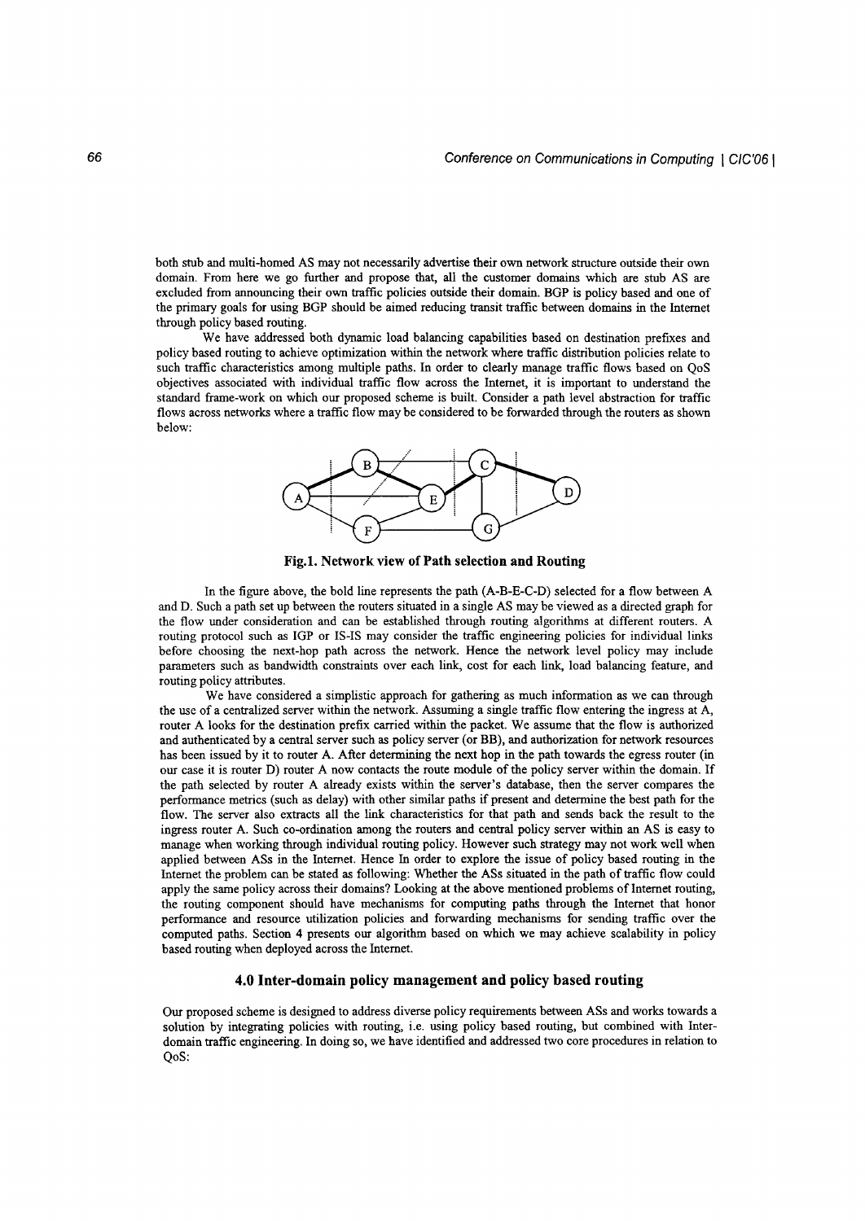both stub and multi-homed AS may not necessarily advertise their own network structure outside their own domain. From here we go further and propose that, all the customer domains which are stub AS are excluded from announcing their own traffic policies outside their domain. BGP is policy based and one of the primary goals for using BGP should be aimed reducing transit traffic between domains in the Internet through policy based routing.

We have addressed both dynamic load balancing capabilities based on destination prefixes and policy based routing to achieve optimization within the network where traffic distribution policies relate to such traffic characteristics among multiple paths. In order to clearly manage traffic flows based on QoS objectives associated with individual traffic flow across the Internet, it is important to understand the standard frame-work on which our proposed scheme is built. Consider a path level abstraction for traffic flows across networks where a traffic flow may be considered to be forwarded through the routers as shown below:

**Fig.1. Network view of Path selection and Routing**

In the figure above, the bold line represents the path (A-B-E-C-D) selected for a flow between A and D. Such a path set up between the routers situated in a single AS may be viewed as a directed graph for the flow under consideration and can be established through routing algorithms at different routers. A routing protocol such as IGP or IS-IS may consider the traffic engineering policies for individual links before choosing the next-hop path across the network. Hence the network level policy may include parameters such as bandwidth constraints over each link, cost for each link, load balancing feature, and routing policy attributes.

We have considered a simplistic approach for gathering as much information as we can through the use of a centralized server within the network. Assuming a single traffic flow entering the ingress at A, router A looks for the destination prefix carried within the packet. We assume that the flow is authorized and authenticated by a central server such as policy server (or BB), and authorization for network resources has been issued by it to router A. After determining the next hop in the path towards the egress router (in our case it is router D) router A now contacts the route module of the policy server within the domain. If the path selected by router A already exists within the server's database, then the server compares the performance metrics (such as delay) with other similar paths if present and determine the best path for the flow. The server also extracts all the link characteristics for that path and sends back the result to the ingress router A. Such co-ordination among the routers and central policy server within an AS is easy to manage when working through individual routing policy. However such strategy may not work well when applied between ASs in the Internet. Hence In order to explore the issue of policy based routing in the Internet the problem can be stated as following: Whether the ASs situated in the path of traffic flow could apply the same policy across their domains? Looking at the above mentioned problems of Internet routing, the routing component should have mechanisms for computing paths through the Internet that honor performance and resource utilization policies and forwarding mechanisms for sending traffic over the computed paths. Section 4 presents our algorithm based on which we may achieve scalability in policy based routing when deployed across the Internet.

## 4.0 Inter-domain policy management and policy based routing

Our proposed scheme is designed to address diverse policy requirements between ASs and works towards a solution by integrating policies with routing, i.e. using policy based routing, but combined with Inter-domain traffic engineering. In doing so, we have identified and addressed two core procedures in relation to QoS: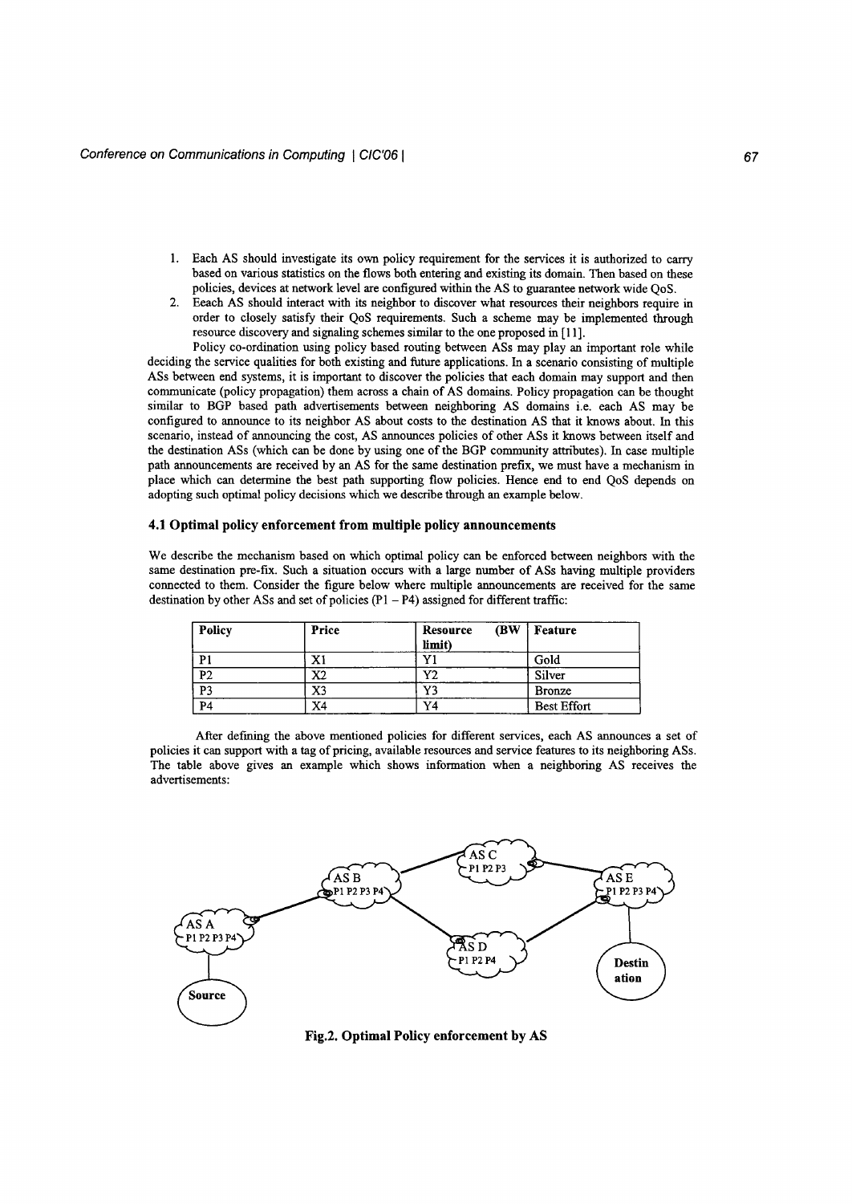1. Each AS should investigate its own policy requirement for the services it is authorized to carry based on various statistics on the flows both entering and existing its domain. Then based on these policies, devices at network level are configured within the AS to guarantee network wide QoS.
2. Eeach AS should interact with its neighbor to discover what resources their neighbors require in order to closely satisfy their QoS requirements. Such a scheme may be implemented through resource discovery and signaling schemes similar to the one proposed in [11].

Policy co-ordination using policy based routing between ASs may play an important role while deciding the service qualities for both existing and future applications. In a scenario consisting of multiple ASs between end systems, it is important to discover the policies that each domain may support and then communicate (policy propagation) them across a chain of AS domains. Policy propagation can be thought similar to BGP based path advertisements between neighboring AS domains i.e. each AS may be configured to announce to its neighbor AS about costs to the destination AS that it knows about. In this scenario, instead of announcing the cost, AS announces policies of other ASs it knows between itself and the destination ASs (which can be done by using one of the BGP community attributes). In case multiple path announcements are received by an AS for the same destination prefix, we must have a mechanism in place which can determine the best path supporting flow policies. Hence end to end QoS depends on adopting such optimal policy decisions which we describe through an example below.

### 4.1 Optimal policy enforcement from multiple policy announcements

We describe the mechanism based on which optimal policy can be enforced between neighbors with the same destination pre-fix. Such a situation occurs with a large number of ASs having multiple providers connected to them. Consider the figure below where multiple announcements are received for the same destination by other ASs and set of policies (P1 – P4) assigned for different traffic:

| Policy | Price | Resource (BW limit) | Feature |
|---|---|---|---|
| P1 | X1 | Y1 | Gold |
| P2 | X2 | Y2 | Silver |
| P3 | X3 | Y3 | Bronze |
| P4 | X4 | Y4 | Best Effort |

After defining the above mentioned policies for different services, each AS announces a set of policies it can support with a tag of pricing, available resources and service features to its neighboring ASs. The table above gives an example which shows information when a neighboring AS receives the advertisements:

**Fig.2. Optimal Policy enforcement by AS**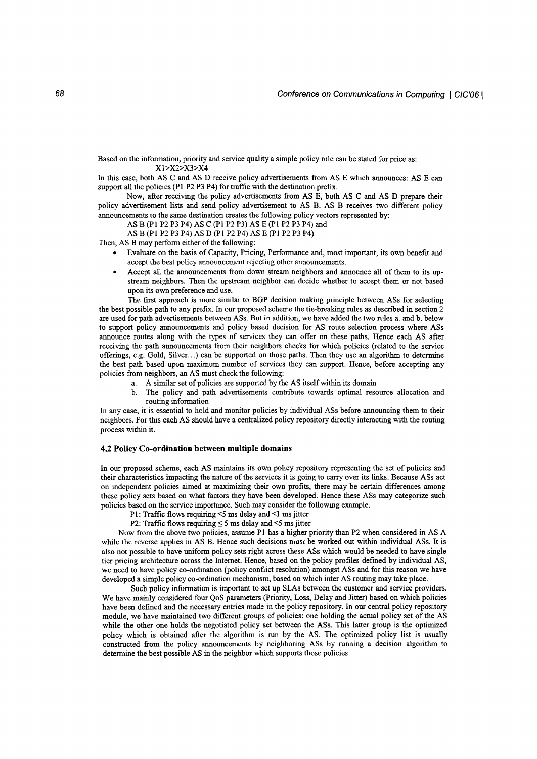Based on the information, priority and service quality a simple policy rule can be stated for price as:

$X1>X2>X3>X4$

In this case, both AS C and AS D receive policy advertisements from AS E which announces: AS E can support all the policies (P1 P2 P3 P4) for traffic with the destination prefix.

Now, after receiving the policy advertisements from AS E, both AS C and AS D prepare their policy advertisement lists and send policy advertisement to AS B. AS B receives two different policy announcements to the same destination creates the following policy vectors represented by:

AS B (P1 P2 P3 P4) AS C (P1 P2 P3) AS E (P1 P2 P3 P4) and

AS B (P1 P2 P3 P4) AS D (P1 P2 P4) AS E (P1 P2 P3 P4)

Then, AS B may perform either of the following:

- Evaluate on the basis of Capacity, Pricing, Performance and, most important, its own benefit and accept the best policy announcement rejecting other announcements.
- Accept all the announcements from down stream neighbors and announce all of them to its up-stream neighbors. Then the upstream neighbor can decide whether to accept them or not based upon its own preference and use.

The first approach is more similar to BGP decision making principle between ASs for selecting the best possible path to any prefix. In our proposed scheme the tie-breaking rules as described in section 2 are used for path advertisements between ASs. But in addition, we have added the two rules a. and b. below to support policy announcements and policy based decision for AS route selection process where ASs announce routes along with the types of services they can offer on these paths. Hence each AS after receiving the path announcements from their neighbors checks for which policies (related to the service offerings, e.g. Gold, Silver…) can be supported on those paths. Then they use an algorithm to determine the best path based upon maximum number of services they can support. Hence, before accepting any policies from neighbors, an AS must check the following:

a. A similar set of policies are supported by the AS itself within its domain
b. The policy and path advertisements contribute towards optimal resource allocation and routing information

In any case, it is essential to hold and monitor policies by individual ASs before announcing them to their neighbors. For this each AS should have a centralized policy repository directly interacting with the routing process within it.

### 4.2 Policy Co-ordination between multiple domains

In our proposed scheme, each AS maintains its own policy repository representing the set of policies and their characteristics impacting the nature of the services it is going to carry over its links. Because ASs act on independent policies aimed at maximizing their own profits, there may be certain differences among these policy sets based on what factors they have been developed. Hence these ASs may categorize such policies based on the service importance. Such may consider the following example.

P1: Traffic flows requiring $\leq 5$ ms delay and $\leq 1$ ms jitter

P2: Traffic flows requiring $\leq 5$ ms delay and $\leq 5$ ms jitter

Now from the above two policies, assume P1 has a higher priority than P2 when considered in AS A while the reverse applies in AS B. Hence such decisions must be worked out within individual ASs. It is also not possible to have uniform policy sets right across these ASs which would be needed to have single tier pricing architecture across the Internet. Hence, based on the policy profiles defined by individual AS, we need to have policy co-ordination (policy conflict resolution) amongst ASs and for this reason we have developed a simple policy co-ordination mechanism, based on which inter AS routing may take place.

Such policy information is important to set up SLAs between the customer and service providers. We have mainly considered four QoS parameters (Priority, Loss, Delay and Jitter) based on which policies have been defined and the necessary entries made in the policy repository. In our central policy repository module, we have maintained two different groups of policies: one holding the actual policy set of the AS while the other one holds the negotiated policy set between the ASs. This latter group is the optimized policy which is obtained after the algorithm is run by the AS. The optimized policy list is usually constructed from the policy announcements by neighboring ASs by running a decision algorithm to determine the best possible AS in the neighbor which supports those policies.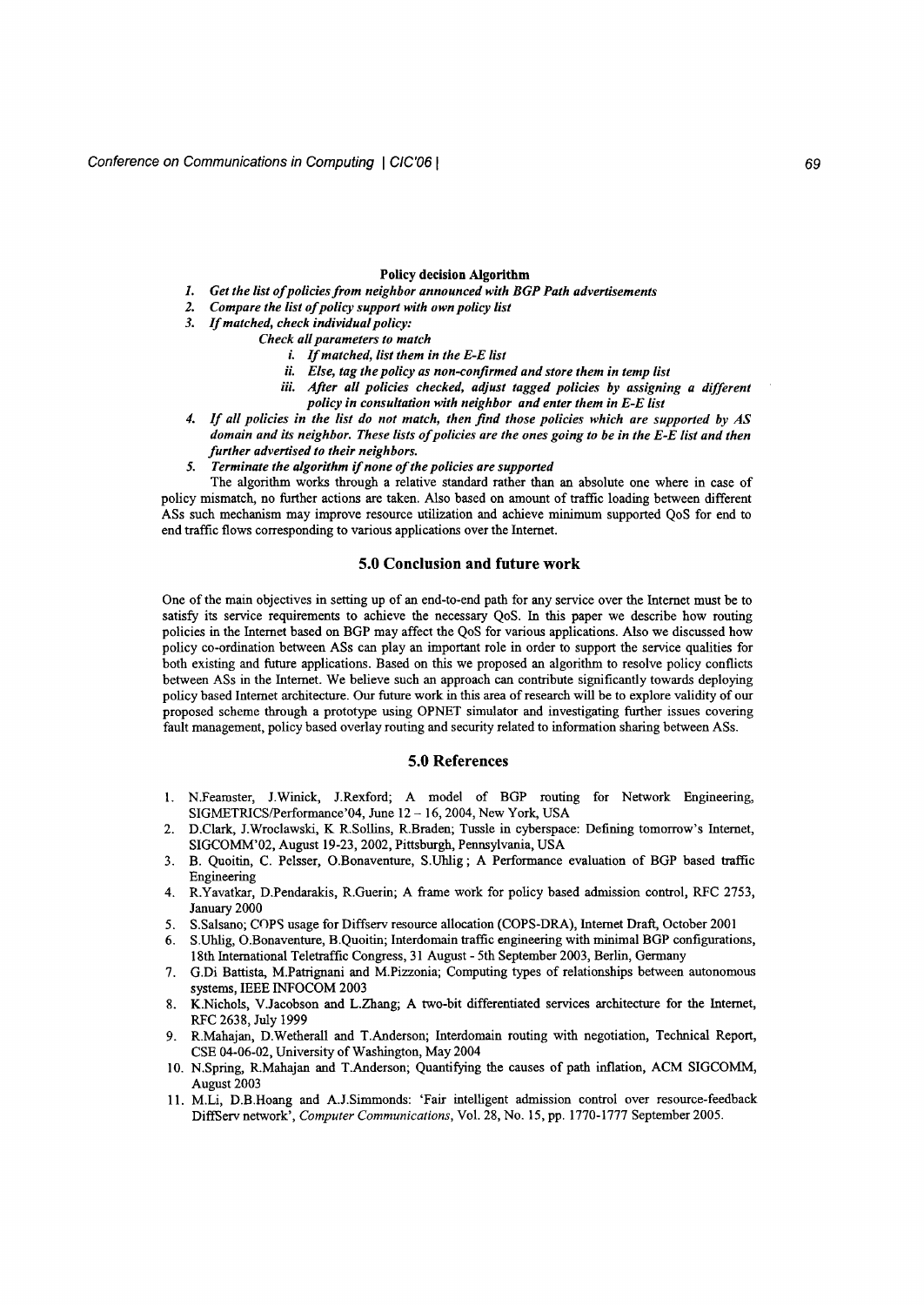**Policy decision Algorithm**

1. *Get the list of policies from neighbor announced with BGP Path advertisements*
2. *Compare the list of policy support with own policy list*
3. *If matched, check individual policy:*

   *Check all parameters to match*

   i. *If matched, list them in the E-E list*
   ii. *Else, tag the policy as non-confirmed and store them in temp list*
   iii. *After all policies checked, adjust tagged policies by assigning a different policy in consultation with neighbor and enter them in E-E list*
4. *If all policies in the list do not match, then find those policies which are supported by AS domain and its neighbor. These lists of policies are the ones going to be in the E-E list and then further advertised to their neighbors.*
5. *Terminate the algorithm if none of the policies are supported*

The algorithm works through a relative standard rather than an absolute one where in case of policy mismatch, no further actions are taken. Also based on amount of traffic loading between different ASs such mechanism may improve resource utilization and achieve minimum supported QoS for end to end traffic flows corresponding to various applications over the Internet.

## 5.0 Conclusion and future work

One of the main objectives in setting up of an end-to-end path for any service over the Internet must be to satisfy its service requirements to achieve the necessary QoS. In this paper we describe how routing policies in the Internet based on BGP may affect the QoS for various applications. Also we discussed how policy co-ordination between ASs can play an important role in order to support the service qualities for both existing and future applications. Based on this we proposed an algorithm to resolve policy conflicts between ASs in the Internet. We believe such an approach can contribute significantly towards deploying policy based Internet architecture. Our future work in this area of research will be to explore validity of our proposed scheme through a prototype using OPNET simulator and investigating further issues covering fault management, policy based overlay routing and security related to information sharing between ASs.

## 5.0 References

1. N.Feamster, J.Winick, J.Rexford; A model of BGP routing for Network Engineering, SIGMETRICS/Performance'04, June 12 – 16, 2004, New York, USA
2. D.Clark, J.Wroclawski, K R.Sollins, R.Braden; Tussle in cyberspace: Defining tomorrow's Internet, SIGCOMM'02, August 19-23, 2002, Pittsburgh, Pennsylvania, USA
3. B. Quoitin, C. Pelsser, O.Bonaventure, S.Uhlig ; A Performance evaluation of BGP based traffic Engineering
4. R.Yavatkar, D.Pendarakis, R.Guerin; A frame work for policy based admission control, RFC 2753, January 2000
5. S.Salsano; COPS usage for Diffserv resource allocation (COPS-DRA), Internet Draft, October 2001
6. S.Uhlig, O.Bonaventure, B.Quoitin; Interdomain traffic engineering with minimal BGP configurations, 18th International Teletraffic Congress, 31 August - 5th September 2003, Berlin, Germany
7. G.Di Battista, M.Patrignani and M.Pizzonia; Computing types of relationships between autonomous systems, IEEE INFOCOM 2003
8. K.Nichols, V.Jacobson and L.Zhang; A two-bit differentiated services architecture for the Internet, RFC 2638, July 1999
9. R.Mahajan, D.Wetherall and T.Anderson; Interdomain routing with negotiation, Technical Report, CSE 04-06-02, University of Washington, May 2004
10. N.Spring, R.Mahajan and T.Anderson; Quantifying the causes of path inflation, ACM SIGCOMM, August 2003
11. M.Li, D.B.Hoang and A.J.Simmonds: 'Fair intelligent admission control over resource-feedback DiffServ network', *Computer Communications*, Vol. 28, No. 15, pp. 1770-1777 September 2005.